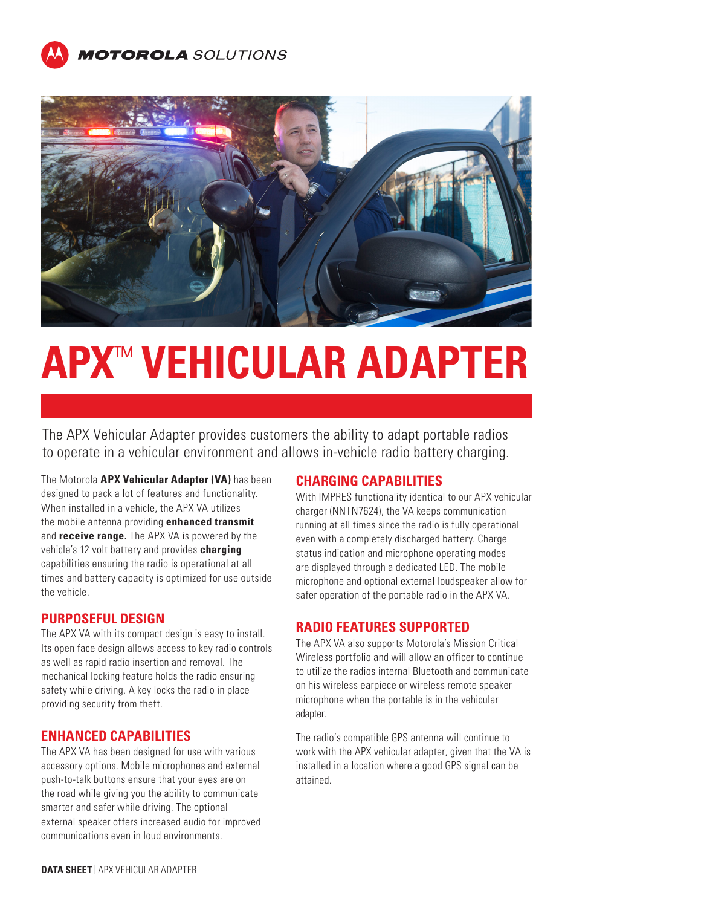MOTOROLA SOLUTIONS

# APX™ VEHICULAR ADAPTER

The APX Vehicular Adapter provides customers the ability to adapt portable radios to operate in a vehicular environment and allows in-vehicle radio battery charging.

The Motorola **APX Vehicular Adapter (VA)** has been designed to pack a lot of features and functionality. When installed in a vehicle, the APX VA utilizes the mobile antenna providing **enhanced transmit** and **receive range.** The APX VA is powered by the vehicle's 12 volt battery and provides **charging** capabilities ensuring the radio is operational at all times and battery capacity is optimized for use outside the vehicle.

## PURPOSEFUL DESIGN

The APX VA with its compact design is easy to install. Its open face design allows access to key radio controls as well as rapid radio insertion and removal. The mechanical locking feature holds the radio ensuring safety while driving. A key locks the radio in place providing security from theft.

## ENHANCED CAPABILITIES

The APX VA has been designed for use with various accessory options. Mobile microphones and external push-to-talk buttons ensure that your eyes are on the road while giving you the ability to communicate smarter and safer while driving. The optional external speaker offers increased audio for improved communications even in loud environments.

## CHARGING CAPABILITIES

With IMPRES functionality identical to our APX vehicular charger (NNTN7624), the VA keeps communication running at all times since the radio is fully operational even with a completely discharged battery. Charge status indication and microphone operating modes are displayed through a dedicated LED. The mobile microphone and optional external loudspeaker allow for safer operation of the portable radio in the APX VA.

## RADIO FEATURES SUPPORTED

The APX VA also supports Motorola's Mission Critical Wireless portfolio and will allow an officer to continue to utilize the radios internal Bluetooth and communicate on his wireless earpiece or wireless remote speaker microphone when the portable is in the vehicular adapter.

The radio's compatible GPS antenna will continue to work with the APX vehicular adapter, given that the VA is installed in a location where a good GPS signal can be attained.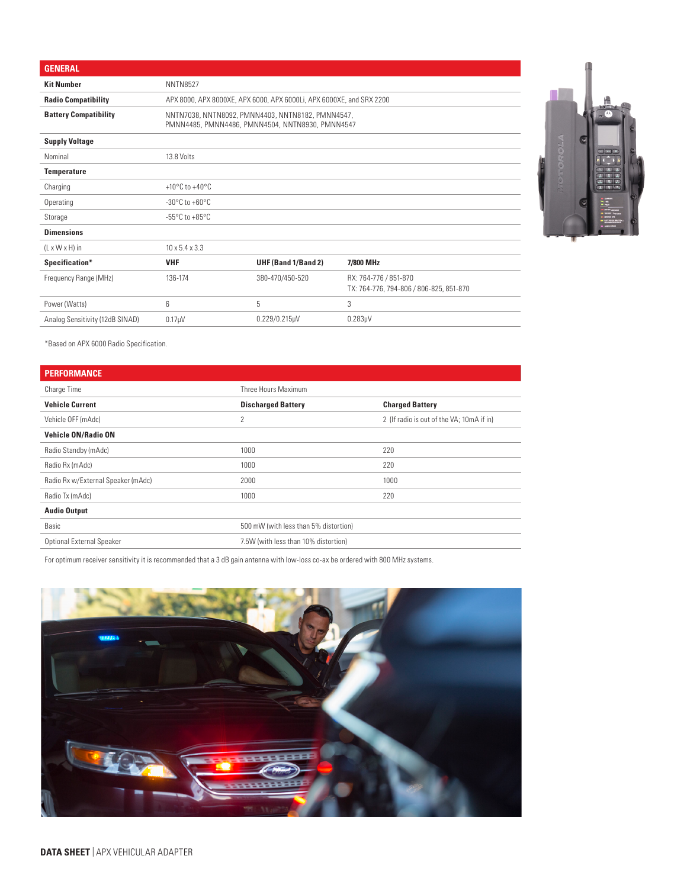## GENERAL

| | | | |
|---|---|---|---|
| **Kit Number** | NNTN8527 | | |
| **Radio Compatibility** | APX 8000, APX 8000XE, APX 6000, APX 6000Li, APX 6000XE, and SRX 2200 | | |
| **Battery Compatibility** | NNTN7038, NNTN8092, PMNN4403, NNTN8182, PMNN4547, PMNN4485, PMNN4486, PMNN4504, NNTN8930, PMNN4547 | | |
| **Supply Voltage** | | | |
| Nominal | 13.8 Volts | | |
| **Temperature** | | | |
| Charging | +10°C to +40°C | | |
| Operating | -30°C to +60°C | | |
| Storage | -55°C to +85°C | | |
| **Dimensions** | | | |
| (L x W x H) in | 10 x 5.4 x 3.3 | | |
| **Specification*** | **VHF** | **UHF (Band 1/Band 2)** | **7/800 MHz** |
| Frequency Range (MHz) | 136-174 | 380-470/450-520 | RX: 764-776 / 851-870<br>TX: 764-776, 794-806 / 806-825, 851-870 |
| Power (Watts) | 6 | 5 | 3 |
| Analog Sensitivity (12dB SINAD) | 0.17μV | 0.229/0.215μV | 0.283μV |

*Based on APX 6000 Radio Specification.

## PERFORMANCE

| | | |
|---|---|---|
| Charge Time | Three Hours Maximum | |
| **Vehicle Current** | **Discharged Battery** | **Charged Battery** |
| Vehicle OFF (mAdc) | 2 | 2 (If radio is out of the VA; 10mA if in) |
| **Vehicle ON/Radio ON** | | |
| Radio Standby (mAdc) | 1000 | 220 |
| Radio Rx (mAdc) | 1000 | 220 |
| Radio Rx w/External Speaker (mAdc) | 2000 | 1000 |
| Radio Tx (mAdc) | 1000 | 220 |
| **Audio Output** | | |
| Basic | 500 mW (with less than 5% distortion) | |
| Optional External Speaker | 7.5W (with less than 10% distortion) | |

For optimum receiver sensitivity it is recommended that a 3 dB gain antenna with low-loss co-ax be ordered with 800 MHz systems.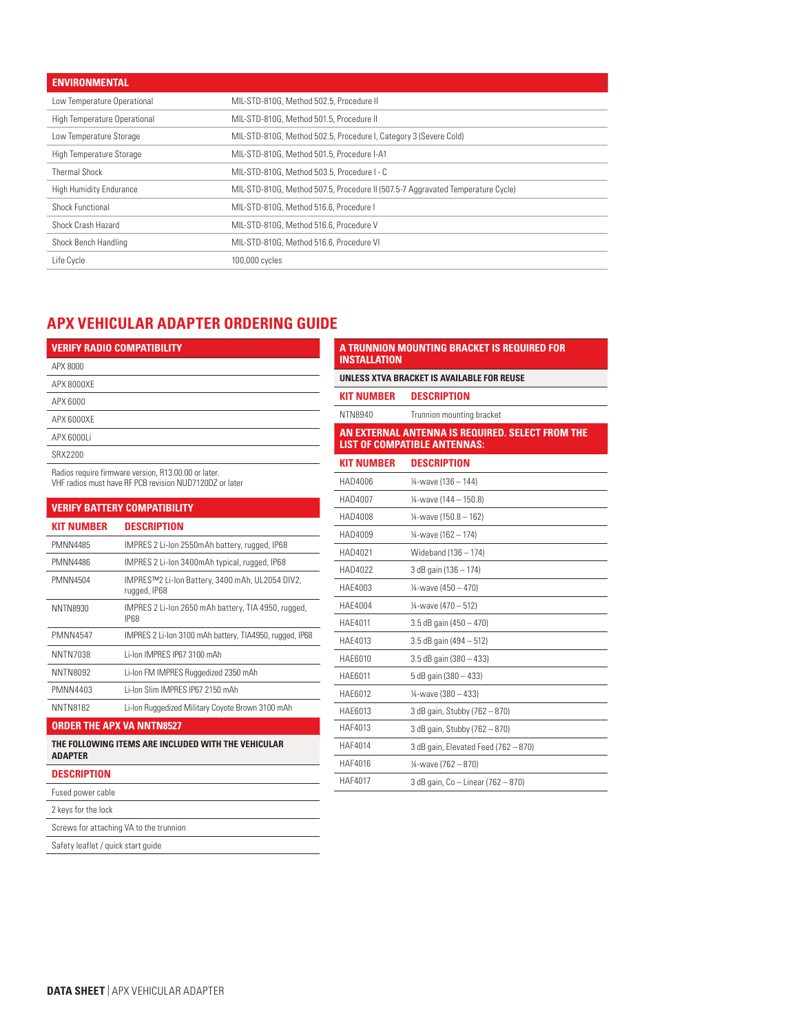| ENVIRONMENTAL | |
|---|---|
| Low Temperature Operational | MIL-STD-810G, Method 502.5, Procedure II |
| High Temperature Operational | MIL-STD-810G, Method 501.5, Procedure II |
| Low Temperature Storage | MIL-STD-810G, Method 502.5, Procedure I, Category 3 (Severe Cold) |
| High Temperature Storage | MIL-STD-810G, Method 501.5, Procedure I-A1 |
| Thermal Shock | MIL-STD-810G, Method 503.5, Procedure I - C |
| High Humidity Endurance | MIL-STD-810G, Method 507.5, Procedure II (507.5-7 Aggravated Temperature Cycle) |
| Shock Functional | MIL-STD-810G, Method 516.6, Procedure I |
| Shock Crash Hazard | MIL-STD-810G, Method 516.6, Procedure V |
| Shock Bench Handling | MIL-STD-810G, Method 516.6, Procedure VI |
| Life Cycle | 100,000 cycles |

## APX VEHICULAR ADAPTER ORDERING GUIDE

| VERIFY RADIO COMPATIBILITY |
|---|
| APX 8000 |
| APX 8000XE |
| APX 6000 |
| APX 6000XE |
| APX 6000Li |
| SRX2200 |

Radios require firmware version, R13.00.00 or later.
VHF radios must have RF PCB revision NUD7120DZ or later

### VERIFY BATTERY COMPATIBILITY

| KIT NUMBER | DESCRIPTION |
|---|---|
| PMNN4485 | IMPRES 2 Li-Ion 2550mAh battery, rugged, IP68 |
| PMNN4486 | IMPRES 2 Li-Ion 3400mAh typical, rugged, IP68 |
| PMNN4504 | IMPRES™2 Li-Ion Battery, 3400 mAh, UL2054 DIV2, rugged, IP68 |
| NNTN8930 | IMPRES 2 Li-Ion 2650 mAh battery, TIA 4950, rugged, IP68 |
| PMNN4547 | IMPRES 2 Li-Ion 3100 mAh battery, TIA4950, rugged, IP68 |
| NNTN7038 | Li-Ion IMPRES IP67 3100 mAh |
| NNTN8092 | Li-Ion FM IMPRES Ruggedized 2350 mAh |
| PMNN4403 | Li-Ion Slim IMPRES IP67 2150 mAh |
| NNTN8182 | Li-Ion Ruggedized Military Coyote Brown 3100 mAh |

### ORDER THE APX VA NNTN8527

**THE FOLLOWING ITEMS ARE INCLUDED WITH THE VEHICULAR ADAPTER**

| DESCRIPTION |
|---|
| Fused power cable |
| 2 keys for the lock |
| Screws for attaching VA to the trunnion |
| Safety leaflet / quick start guide |

### A TRUNNION MOUNTING BRACKET IS REQUIRED FOR INSTALLATION

**UNLESS XTVA BRACKET IS AVAILABLE FOR REUSE**

| KIT NUMBER | DESCRIPTION |
|---|---|
| NTN8940 | Trunnion mounting bracket |

### AN EXTERNAL ANTENNA IS REQUIRED. SELECT FROM THE LIST OF COMPATIBLE ANTENNAS:

| KIT NUMBER | DESCRIPTION |
|---|---|
| HAD4006 | ¼-wave (136 – 144) |
| HAD4007 | ¼-wave (144 – 150.8) |
| HAD4008 | ¼-wave (150.8 – 162) |
| HAD4009 | ¼-wave (162 – 174) |
| HAD4021 | Wideband (136 – 174) |
| HAD4022 | 3 dB gain (136 – 174) |
| HAE4003 | ¼-wave (450 – 470) |
| HAE4004 | ¼-wave (470 – 512) |
| HAE4011 | 3.5 dB gain (450 – 470) |
| HAE4013 | 3.5 dB gain (494 – 512) |
| HAE6010 | 3.5 dB gain (380 – 433) |
| HAE6011 | 5 dB gain (380 – 433) |
| HAE6012 | ¼-wave (380 – 433) |
| HAE6013 | 3 dB gain, Stubby (762 – 870) |
| HAF4013 | 3 dB gain, Stubby (762 – 870) |
| HAF4014 | 3 dB gain, Elevated Feed (762 – 870) |
| HAF4016 | ¼-wave (762 – 870) |
| HAF4017 | 3 dB gain, Co – Linear (762 – 870) |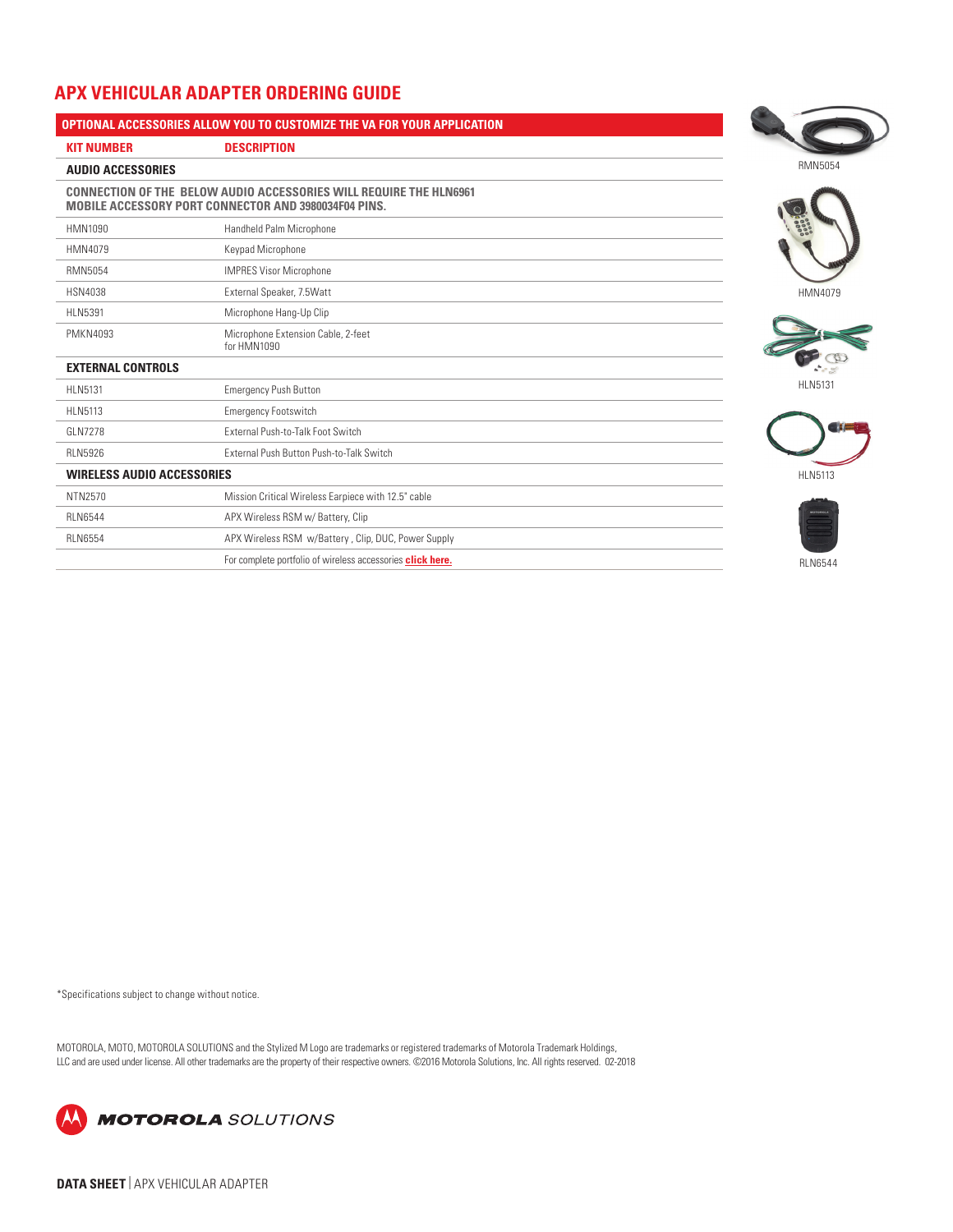## APX VEHICULAR ADAPTER ORDERING GUIDE

| OPTIONAL ACCESSORIES ALLOW YOU TO CUSTOMIZE THE VA FOR YOUR APPLICATION | |
|---|---|
| **KIT NUMBER** | **DESCRIPTION** |
| **AUDIO ACCESSORIES** | |
| **CONNECTION OF THE BELOW AUDIO ACCESSORIES WILL REQUIRE THE HLN6961 MOBILE ACCESSORY PORT CONNECTOR AND 3980034F04 PINS.** | |
| HMN1090 | Handheld Palm Microphone |
| HMN4079 | Keypad Microphone |
| RMN5054 | IMPRES Visor Microphone |
| HSN4038 | External Speaker, 7.5Watt |
| HLN5391 | Microphone Hang-Up Clip |
| PMKN4093 | Microphone Extension Cable, 2-feet for HMN1090 |
| **EXTERNAL CONTROLS** | |
| HLN5131 | Emergency Push Button |
| HLN5113 | Emergency Footswitch |
| GLN7278 | External Push-to-Talk Foot Switch |
| RLN5926 | External Push Button Push-to-Talk Switch |
| **WIRELESS AUDIO ACCESSORIES** | |
| NTN2570 | Mission Critical Wireless Earpiece with 12.5" cable |
| RLN6544 | APX Wireless RSM w/ Battery, Clip |
| RLN6554 | APX Wireless RSM w/Battery , Clip, DUC, Power Supply |
| | For complete portfolio of wireless accessories **click here.** |

RMN5054

HMN4079

HLN5131

HLN5113

RLN6544

*Specifications subject to change without notice.

MOTOROLA, MOTO, MOTOROLA SOLUTIONS and the Stylized M Logo are trademarks or registered trademarks of Motorola Trademark Holdings, LLC and are used under license. All other trademarks are the property of their respective owners. ©2016 Motorola Solutions, Inc. All rights reserved. 02-2018

MOTOROLA SOLUTIONS

**DATA SHEET** | APX VEHICULAR ADAPTER